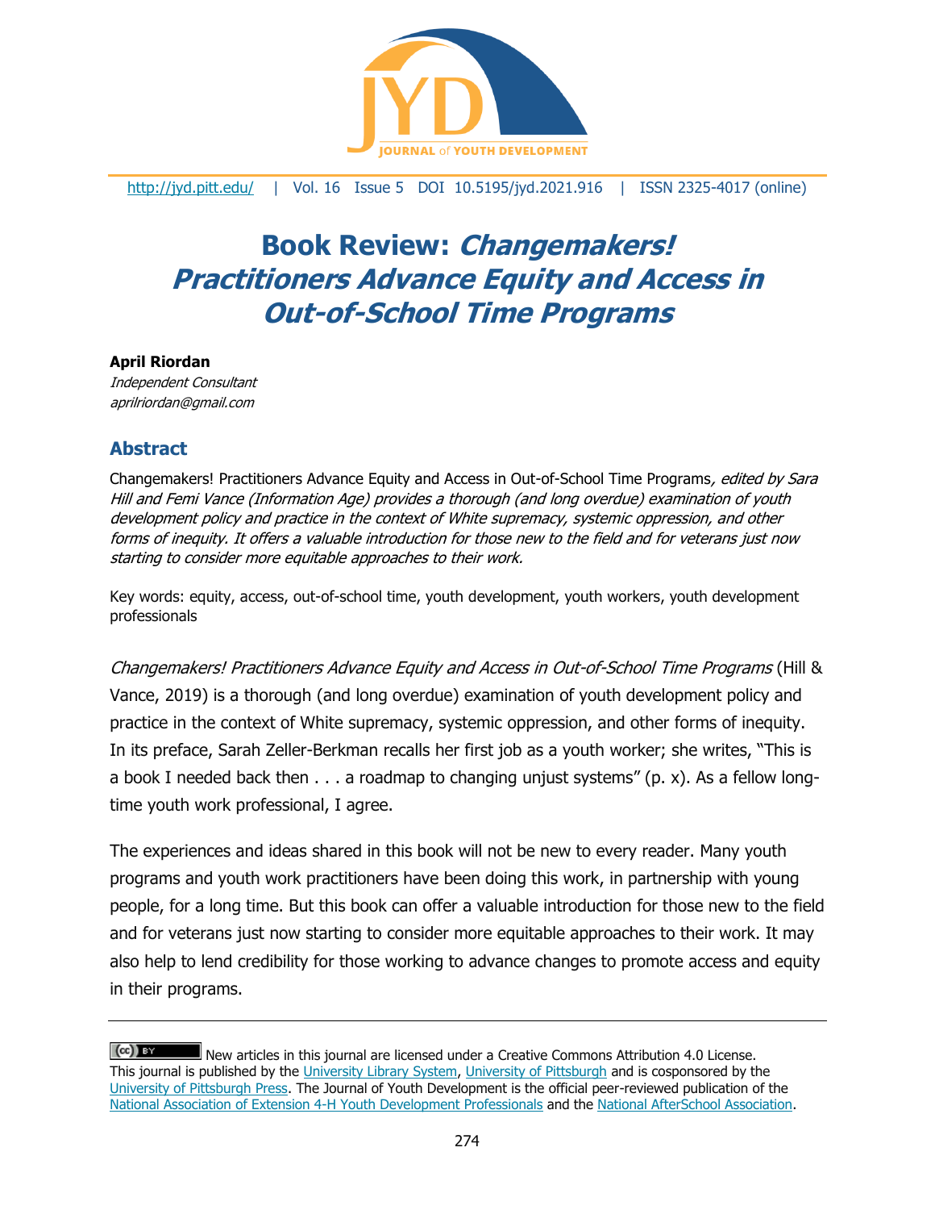# Book Review: *Changemakers! Practitioners Advance Equity and Access in Out-of-School Time Programs*

**April Riordan**
*Independent Consultant*
*aprilriordan@gmail.com*

## Abstract

Changemakers! Practitioners Advance Equity and Access in Out-of-School Time Programs*, edited by Sara Hill and Femi Vance (Information Age) provides a thorough (and long overdue) examination of youth development policy and practice in the context of White supremacy, systemic oppression, and other forms of inequity. It offers a valuable introduction for those new to the field and for veterans just now starting to consider more equitable approaches to their work.*

Key words: equity, access, out-of-school time, youth development, youth workers, youth development professionals

*Changemakers! Practitioners Advance Equity and Access in Out-of-School Time Programs* (Hill & Vance, 2019) is a thorough (and long overdue) examination of youth development policy and practice in the context of White supremacy, systemic oppression, and other forms of inequity. In its preface, Sarah Zeller-Berkman recalls her first job as a youth worker; she writes, "This is a book I needed back then . . . a roadmap to changing unjust systems" (p. x). As a fellow long-time youth work professional, I agree.

The experiences and ideas shared in this book will not be new to every reader. Many youth programs and youth work practitioners have been doing this work, in partnership with young people, for a long time. But this book can offer a valuable introduction for those new to the field and for veterans just now starting to consider more equitable approaches to their work. It may also help to lend credibility for those working to advance changes to promote access and equity in their programs.

New articles in this journal are licensed under a Creative Commons Attribution 4.0 License. This journal is published by the University Library System, University of Pittsburgh and is cosponsored by the University of Pittsburgh Press. The Journal of Youth Development is the official peer-reviewed publication of the National Association of Extension 4-H Youth Development Professionals and the National AfterSchool Association.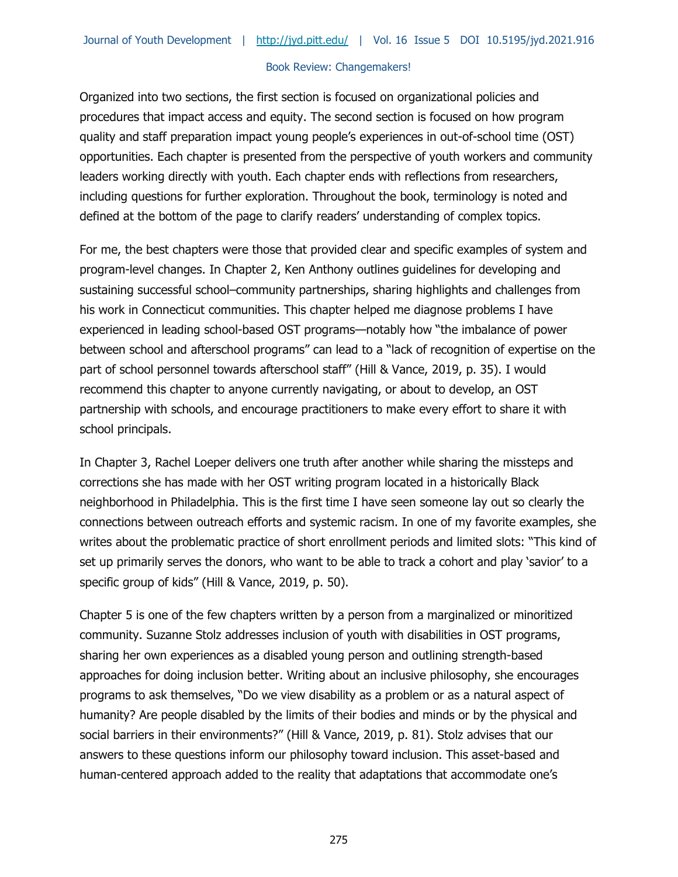Organized into two sections, the first section is focused on organizational policies and procedures that impact access and equity. The second section is focused on how program quality and staff preparation impact young people's experiences in out-of-school time (OST) opportunities. Each chapter is presented from the perspective of youth workers and community leaders working directly with youth. Each chapter ends with reflections from researchers, including questions for further exploration. Throughout the book, terminology is noted and defined at the bottom of the page to clarify readers' understanding of complex topics.

For me, the best chapters were those that provided clear and specific examples of system and program-level changes. In Chapter 2, Ken Anthony outlines guidelines for developing and sustaining successful school–community partnerships, sharing highlights and challenges from his work in Connecticut communities. This chapter helped me diagnose problems I have experienced in leading school-based OST programs—notably how "the imbalance of power between school and afterschool programs" can lead to a "lack of recognition of expertise on the part of school personnel towards afterschool staff" (Hill & Vance, 2019, p. 35). I would recommend this chapter to anyone currently navigating, or about to develop, an OST partnership with schools, and encourage practitioners to make every effort to share it with school principals.

In Chapter 3, Rachel Loeper delivers one truth after another while sharing the missteps and corrections she has made with her OST writing program located in a historically Black neighborhood in Philadelphia. This is the first time I have seen someone lay out so clearly the connections between outreach efforts and systemic racism. In one of my favorite examples, she writes about the problematic practice of short enrollment periods and limited slots: "This kind of set up primarily serves the donors, who want to be able to track a cohort and play 'savior' to a specific group of kids" (Hill & Vance, 2019, p. 50).

Chapter 5 is one of the few chapters written by a person from a marginalized or minoritized community. Suzanne Stolz addresses inclusion of youth with disabilities in OST programs, sharing her own experiences as a disabled young person and outlining strength-based approaches for doing inclusion better. Writing about an inclusive philosophy, she encourages programs to ask themselves, "Do we view disability as a problem or as a natural aspect of humanity? Are people disabled by the limits of their bodies and minds or by the physical and social barriers in their environments?" (Hill & Vance, 2019, p. 81). Stolz advises that our answers to these questions inform our philosophy toward inclusion. This asset-based and human-centered approach added to the reality that adaptations that accommodate one's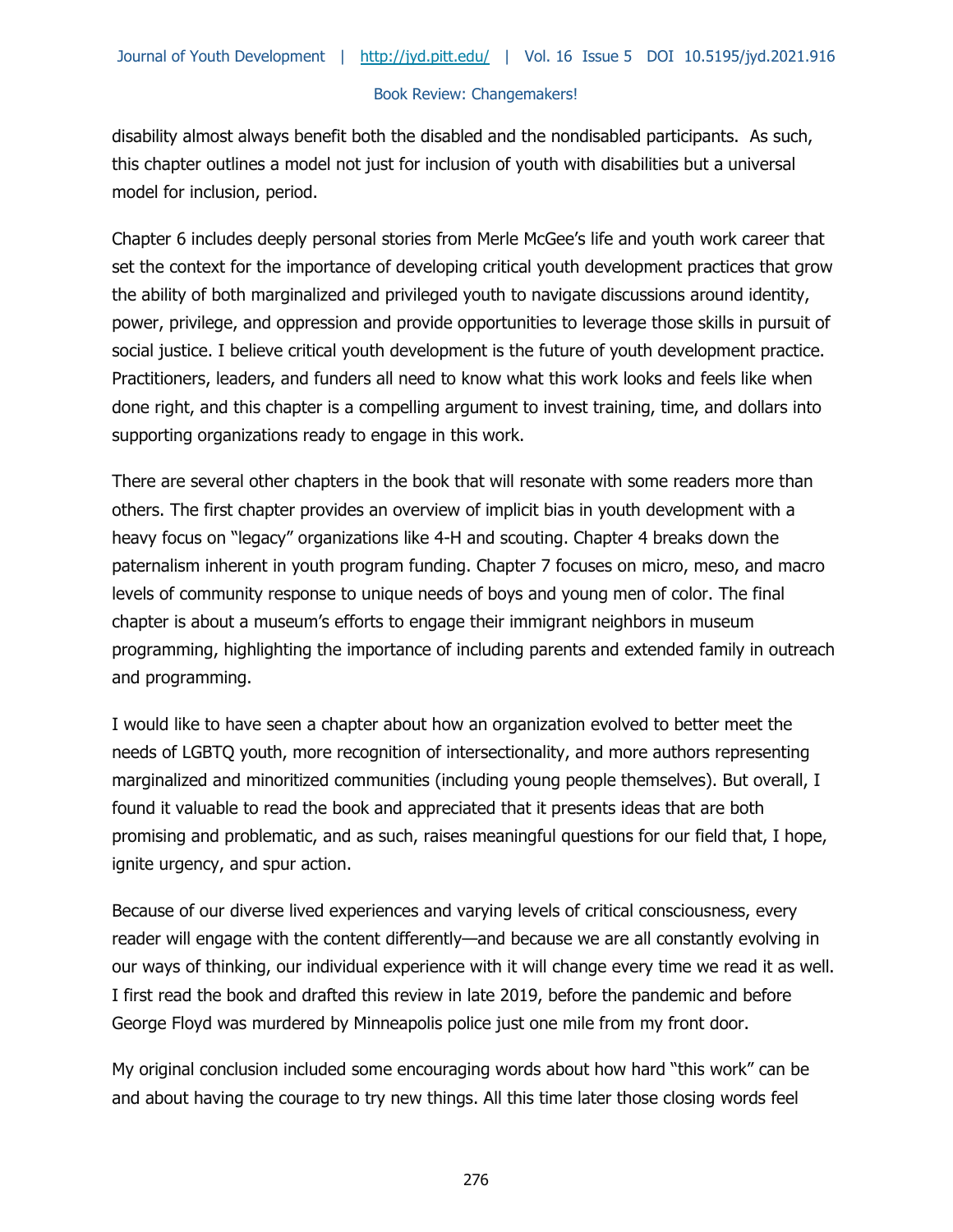disability almost always benefit both the disabled and the nondisabled participants. As such, this chapter outlines a model not just for inclusion of youth with disabilities but a universal model for inclusion, period.

Chapter 6 includes deeply personal stories from Merle McGee's life and youth work career that set the context for the importance of developing critical youth development practices that grow the ability of both marginalized and privileged youth to navigate discussions around identity, power, privilege, and oppression and provide opportunities to leverage those skills in pursuit of social justice. I believe critical youth development is the future of youth development practice. Practitioners, leaders, and funders all need to know what this work looks and feels like when done right, and this chapter is a compelling argument to invest training, time, and dollars into supporting organizations ready to engage in this work.

There are several other chapters in the book that will resonate with some readers more than others. The first chapter provides an overview of implicit bias in youth development with a heavy focus on "legacy" organizations like 4-H and scouting. Chapter 4 breaks down the paternalism inherent in youth program funding. Chapter 7 focuses on micro, meso, and macro levels of community response to unique needs of boys and young men of color. The final chapter is about a museum's efforts to engage their immigrant neighbors in museum programming, highlighting the importance of including parents and extended family in outreach and programming.

I would like to have seen a chapter about how an organization evolved to better meet the needs of LGBTQ youth, more recognition of intersectionality, and more authors representing marginalized and minoritized communities (including young people themselves). But overall, I found it valuable to read the book and appreciated that it presents ideas that are both promising and problematic, and as such, raises meaningful questions for our field that, I hope, ignite urgency, and spur action.

Because of our diverse lived experiences and varying levels of critical consciousness, every reader will engage with the content differently—and because we are all constantly evolving in our ways of thinking, our individual experience with it will change every time we read it as well. I first read the book and drafted this review in late 2019, before the pandemic and before George Floyd was murdered by Minneapolis police just one mile from my front door.

My original conclusion included some encouraging words about how hard "this work" can be and about having the courage to try new things. All this time later those closing words feel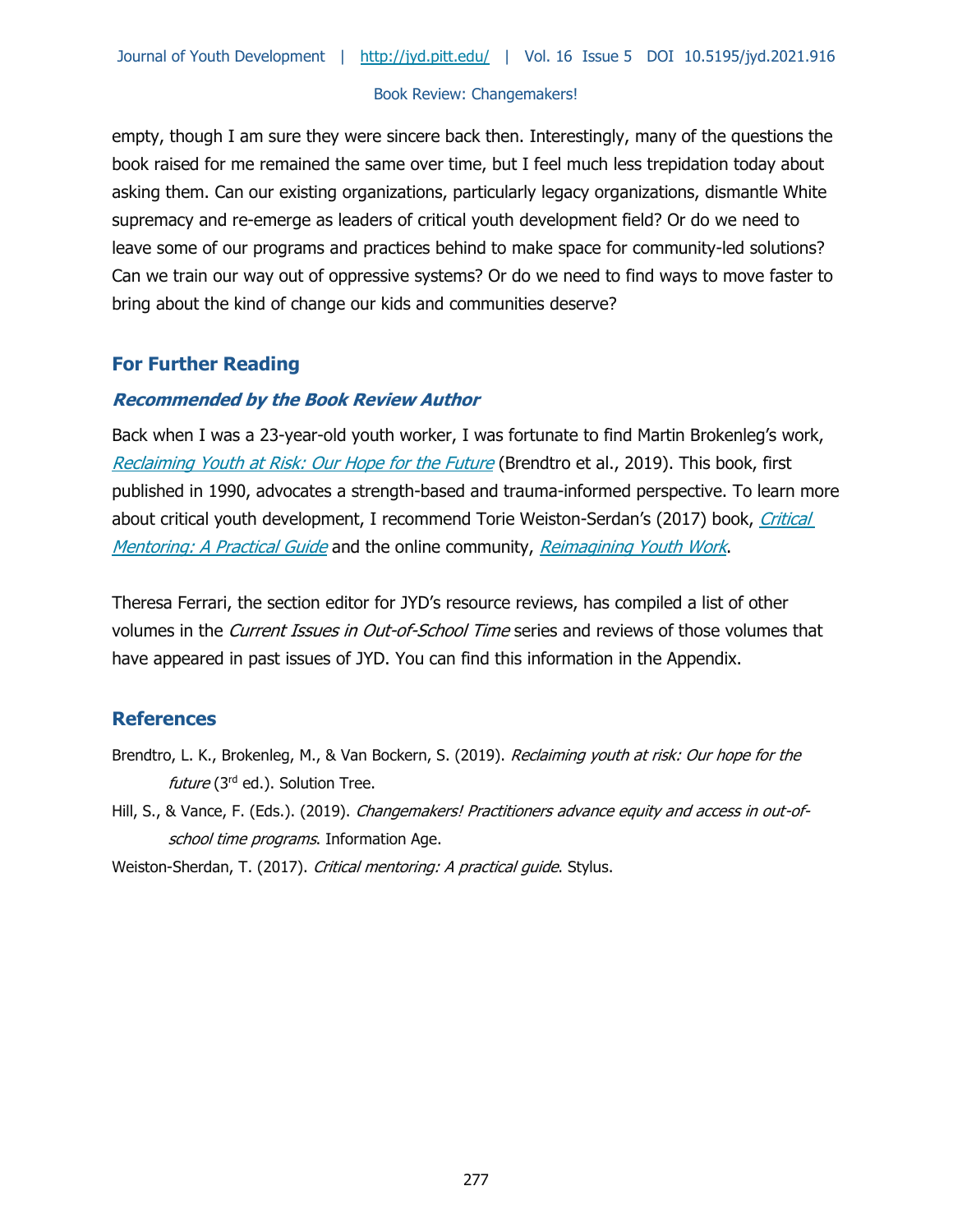empty, though I am sure they were sincere back then. Interestingly, many of the questions the book raised for me remained the same over time, but I feel much less trepidation today about asking them. Can our existing organizations, particularly legacy organizations, dismantle White supremacy and re-emerge as leaders of critical youth development field? Or do we need to leave some of our programs and practices behind to make space for community-led solutions? Can we train our way out of oppressive systems? Or do we need to find ways to move faster to bring about the kind of change our kids and communities deserve?

## For Further Reading

### *Recommended by the Book Review Author*

Back when I was a 23-year-old youth worker, I was fortunate to find Martin Brokenleg's work, *Reclaiming Youth at Risk: Our Hope for the Future* (Brendtro et al., 2019). This book, first published in 1990, advocates a strength-based and trauma-informed perspective. To learn more about critical youth development, I recommend Torie Weiston-Serdan's (2017) book, *Critical Mentoring: A Practical Guide* and the online community, *Reimagining Youth Work*.

Theresa Ferrari, the section editor for JYD's resource reviews, has compiled a list of other volumes in the *Current Issues in Out-of-School Time* series and reviews of those volumes that have appeared in past issues of JYD. You can find this information in the Appendix.

## References

Brendtro, L. K., Brokenleg, M., & Van Bockern, S. (2019). *Reclaiming youth at risk: Our hope for the future* (3rd ed.). Solution Tree.

Hill, S., & Vance, F. (Eds.). (2019). *Changemakers! Practitioners advance equity and access in out-of-school time programs*. Information Age.

Weiston-Sherdan, T. (2017). *Critical mentoring: A practical guide*. Stylus.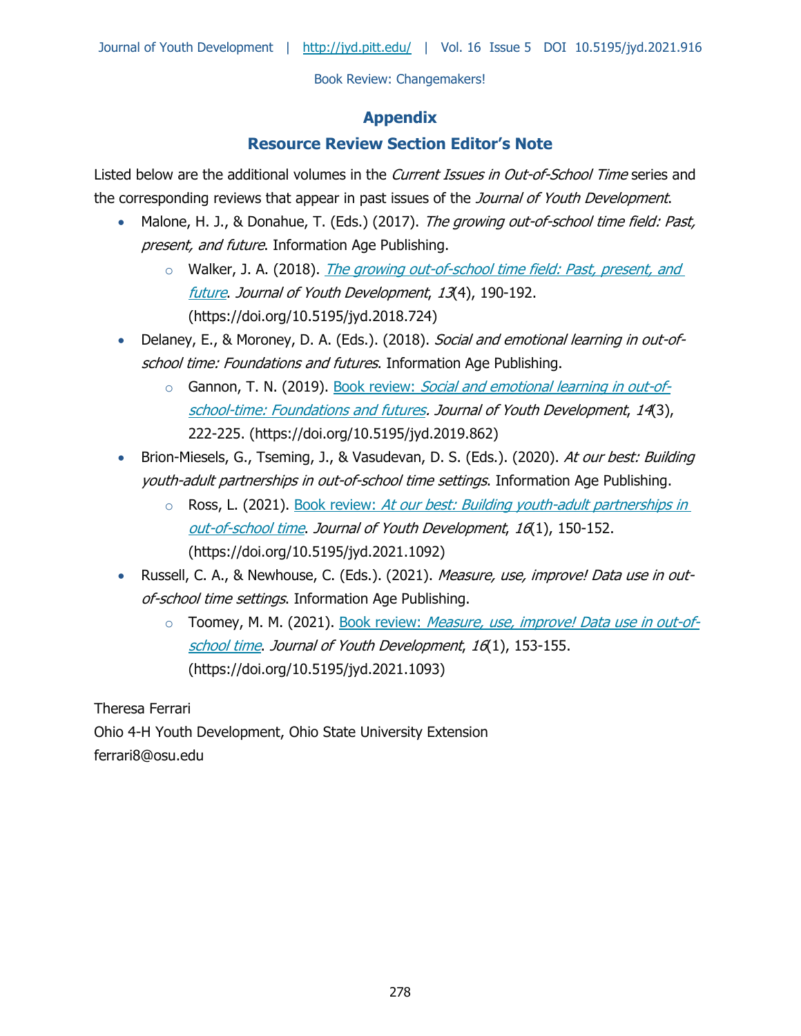## Appendix

## Resource Review Section Editor's Note

Listed below are the additional volumes in the *Current Issues in Out-of-School Time* series and the corresponding reviews that appear in past issues of the *Journal of Youth Development*.

- Malone, H. J., & Donahue, T. (Eds.) (2017). *The growing out-of-school time field: Past, present, and future*. Information Age Publishing.
  - Walker, J. A. (2018). *The growing out-of-school time field: Past, present, and future*. *Journal of Youth Development*, *13*(4), 190-192. (https://doi.org/10.5195/jyd.2018.724)
- Delaney, E., & Moroney, D. A. (Eds.). (2018). *Social and emotional learning in out-of-school time: Foundations and futures*. Information Age Publishing.
  - Gannon, T. N. (2019). Book review: *Social and emotional learning in out-of-school-time: Foundations and futures*. *Journal of Youth Development*, *14*(3), 222-225. (https://doi.org/10.5195/jyd.2019.862)
- Brion-Miesels, G., Tseming, J., & Vasudevan, D. S. (Eds.). (2020). *At our best: Building youth-adult partnerships in out-of-school time settings*. Information Age Publishing.
  - Ross, L. (2021). Book review: *At our best: Building youth-adult partnerships in out-of-school time*. *Journal of Youth Development*, *16*(1), 150-152. (https://doi.org/10.5195/jyd.2021.1092)
- Russell, C. A., & Newhouse, C. (Eds.). (2021). *Measure, use, improve! Data use in out-of-school time settings*. Information Age Publishing.
  - Toomey, M. M. (2021). Book review: *Measure, use, improve! Data use in out-of-school time*. *Journal of Youth Development*, *16*(1), 153-155. (https://doi.org/10.5195/jyd.2021.1093)

Theresa Ferrari
Ohio 4-H Youth Development, Ohio State University Extension
ferrari8@osu.edu